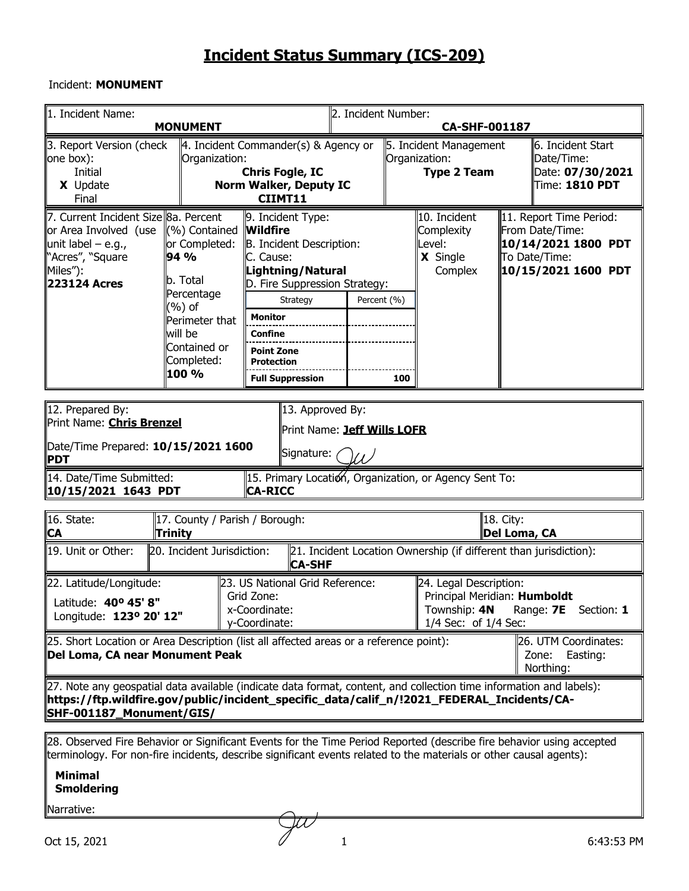# Incident Status Summary (ICS-209)

Incident: **MONUMENT**

| 1. Incident Name: | 2. Incident Number: |
|---|---|
| **MONUMENT** | **CA-SHF-001187** |

| 3. Report Version (check one box): | 4. Incident Commander(s) & Agency or Organization: | 5. Incident Management Organization: | 6. Incident Start Date/Time: |
|---|---|---|---|
| Initial<br>**X** Update<br>Final | **Chris Fogle, IC**<br>**Norm Walker, Deputy IC**<br>**CIIMT11** | **Type 2 Team** | Date: **07/30/2021**<br>Time: **1810 PDT** |

| 7. Current Incident Size or Area Involved (use unit label – e.g., "Acres", "Square Miles"): | 8a. Percent (%) Contained or Completed: | 9. Incident Type: | 10. Incident Complexity Level: | 11. Report Time Period: |
|---|---|---|---|---|
| **223124 Acres** | **94 %**<br>b. Total Percentage (%) of Perimeter that will be Contained or Completed:<br>**100 %** | **Wildfire**<br>B. Incident Description:<br>C. Cause:<br>**Lightning/Natural**<br>D. Fire Suppression Strategy: | **X** Single<br>Complex | From Date/Time:<br>**10/14/2021 1800 PDT**<br>To Date/Time:<br>**10/15/2021 1600 PDT** |

| Strategy | Percent (%) |
|---|---|
| **Monitor** | |
| **Confine** | |
| **Point Zone Protection** | |
| **Full Suppression** | 100 |

| 12. Prepared By: | 13. Approved By: |
|---|---|
| Print Name: **Chris Brenzel**<br>Date/Time Prepared: **10/15/2021 1600 PDT** | Print Name: **Jeff Wills LOFR**<br>Signature: |

| 14. Date/Time Submitted: | 15. Primary Location, Organization, or Agency Sent To: |
|---|---|
| **10/15/2021 1643 PDT** | **CA-RICC** |

| 16. State: | 17. County / Parish / Borough: | 18. City: |
|---|---|---|
| **CA** | **Trinity** | **Del Loma, CA** |

| 19. Unit or Other: | 20. Incident Jurisdiction: | 21. Incident Location Ownership (if different than jurisdiction): |
|---|---|---|
| | | **CA-SHF** |

| 22. Latitude/Longitude: | 23. US National Grid Reference: | 24. Legal Description: |
|---|---|---|
| Latitude: **40º 45' 8"**<br>Longitude: **123º 20' 12"** | Grid Zone:<br>x-Coordinate:<br>y-Coordinate: | Principal Meridian: **Humboldt**<br>Township: **4N** Range: **7E** Section: **1**<br>1/4 Sec: of 1/4 Sec: |

| 25. Short Location or Area Description (list all affected areas or a reference point): | 26. UTM Coordinates: |
|---|---|
| **Del Loma, CA near Monument Peak** | Zone: Easting:<br>Northing: |

27. Note any geospatial data available (indicate data format, content, and collection time information and labels):
**https://ftp.wildfire.gov/public/incident_specific_data/calif_n/!2021_FEDERAL_Incidents/CA-SHF-001187_Monument/GIS/**

28. Observed Fire Behavior or Significant Events for the Time Period Reported (describe fire behavior using accepted terminology. For non-fire incidents, describe significant events related to the materials or other causal agents):

**Minimal**
**Smoldering**

Narrative: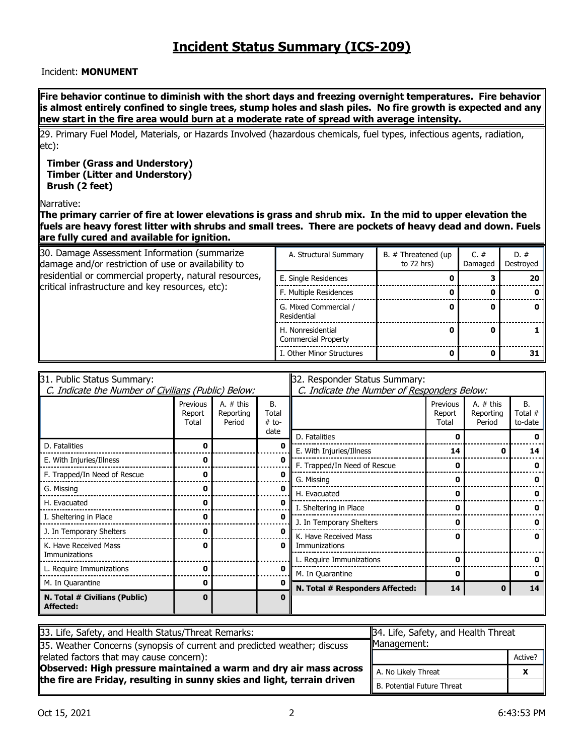# Incident Status Summary (ICS-209)

Incident: **MONUMENT**

**Fire behavior continue to diminish with the short days and freezing overnight temperatures. Fire behavior is almost entirely confined to single trees, stump holes and slash piles. No fire growth is expected and any new start in the fire area would burn at a moderate rate of spread with average intensity.**

29. Primary Fuel Model, Materials, or Hazards Involved (hazardous chemicals, fuel types, infectious agents, radiation, etc):

**Timber (Grass and Understory)**
**Timber (Litter and Understory)**
**Brush (2 feet)**

Narrative:
**The primary carrier of fire at lower elevations is grass and shrub mix. In the mid to upper elevation the fuels are heavy forest litter with shrubs and small trees. There are pockets of heavy dead and down. Fuels are fully cured and available for ignition.**

30. Damage Assessment Information (summarize damage and/or restriction of use or availability to residential or commercial property, natural resources, critical infrastructure and key resources, etc):

| A. Structural Summary | B. # Threatened (up to 72 hrs) | C. # Damaged | D. # Destroyed |
|---|---|---|---|
| E. Single Residences | **0** | **3** | **20** |
| F. Multiple Residences | **0** | **0** | **0** |
| G. Mixed Commercial / Residential | **0** | **0** | **0** |
| H. Nonresidential Commercial Property | **0** | **0** | **1** |
| I. Other Minor Structures | **0** | **0** | **31** |

31. Public Status Summary:
*C. Indicate the Number of Civilians (Public) Below:*

| | Previous Report Total | A. # this Reporting Period | B. Total # to-date |
|---|---|---|---|
| D. Fatalities | **0** | | **0** |
| E. With Injuries/Illness | **0** | | **0** |
| F. Trapped/In Need of Rescue | **0** | | **0** |
| G. Missing | **0** | | **0** |
| H. Evacuated | **0** | | **0** |
| I. Sheltering in Place | **0** | | **0** |
| J. In Temporary Shelters | **0** | | **0** |
| K. Have Received Mass Immunizations | **0** | | **0** |
| L. Require Immunizations | **0** | | **0** |
| M. In Quarantine | **0** | | **0** |
| **N. Total # Civilians (Public) Affected:** | **0** | | **0** |

32. Responder Status Summary:
*C. Indicate the Number of Responders Below:*

| | Previous Report Total | A. # this Reporting Period | B. Total # to-date |
|---|---|---|---|
| D. Fatalities | **0** | | **0** |
| E. With Injuries/Illness | **14** | **0** | **14** |
| F. Trapped/In Need of Rescue | **0** | | **0** |
| G. Missing | **0** | | **0** |
| H. Evacuated | **0** | | **0** |
| I. Sheltering in Place | **0** | | **0** |
| J. In Temporary Shelters | **0** | | **0** |
| K. Have Received Mass Immunizations | **0** | | **0** |
| L. Require Immunizations | **0** | | **0** |
| M. In Quarantine | **0** | | **0** |
| **N. Total # Responders Affected:** | **14** | **0** | **14** |

33. Life, Safety, and Health Status/Threat Remarks:

35. Weather Concerns (synopsis of current and predicted weather; discuss related factors that may cause concern):
**Observed: High pressure maintained a warm and dry air mass across the fire are Friday, resulting in sunny skies and light, terrain driven**

34. Life, Safety, and Health Threat Management:

| | Active? |
|---|---|
| A. No Likely Threat | **X** |
| B. Potential Future Threat | |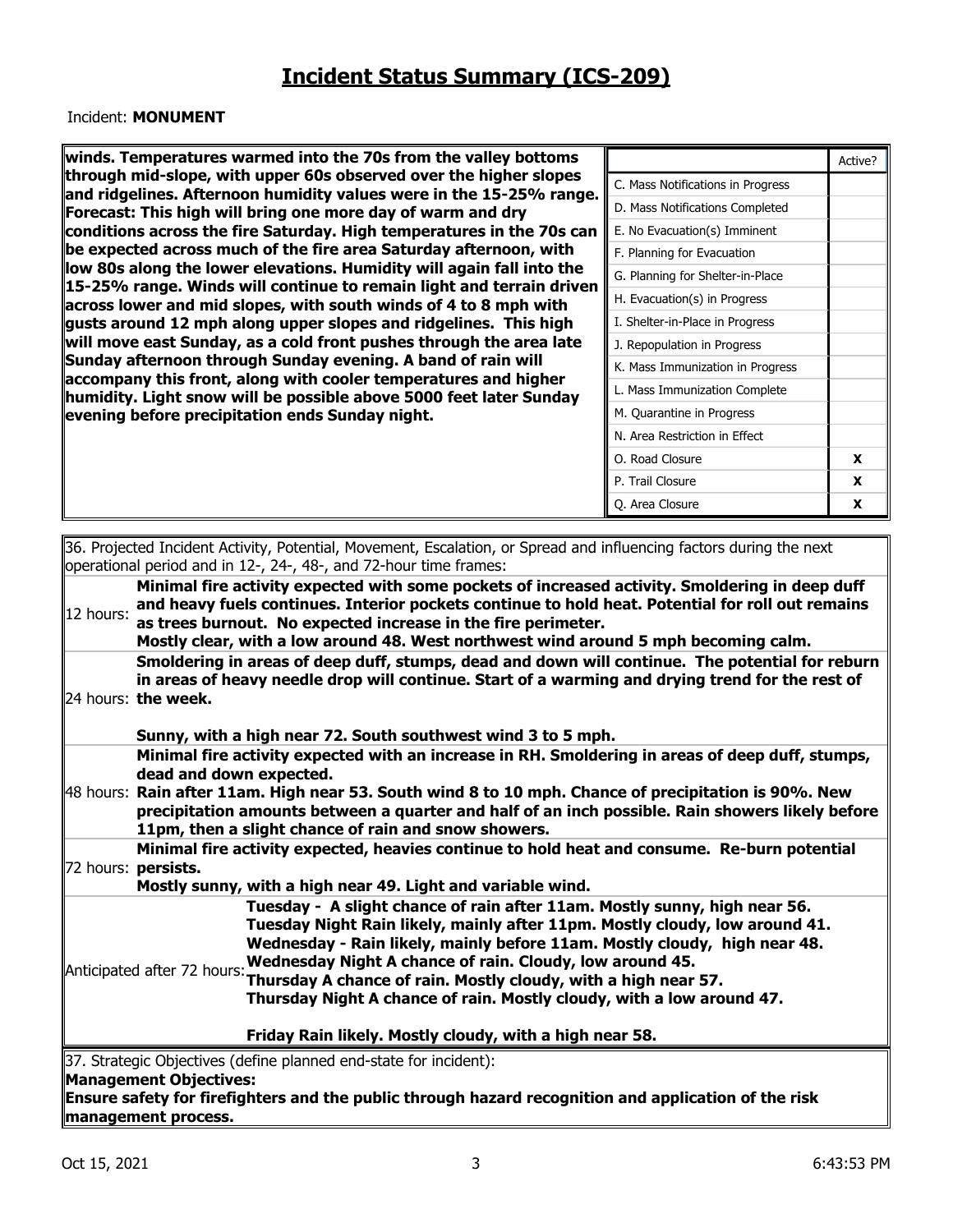# Incident Status Summary (ICS-209)

Incident: **MONUMENT**

**winds. Temperatures warmed into the 70s from the valley bottoms through mid-slope, with upper 60s observed over the higher slopes and ridgelines. Afternoon humidity values were in the 15-25% range. Forecast: This high will bring one more day of warm and dry conditions across the fire Saturday. High temperatures in the 70s can be expected across much of the fire area Saturday afternoon, with low 80s along the lower elevations. Humidity will again fall into the 15-25% range. Winds will continue to remain light and terrain driven across lower and mid slopes, with south winds of 4 to 8 mph with gusts around 12 mph along upper slopes and ridgelines. This high will move east Sunday, as a cold front pushes through the area late Sunday afternoon through Sunday evening. A band of rain will accompany this front, along with cooler temperatures and higher humidity. Light snow will be possible above 5000 feet later Sunday evening before precipitation ends Sunday night.**

| | Active? |
|---|---|
| C. Mass Notifications in Progress | |
| D. Mass Notifications Completed | |
| E. No Evacuation(s) Imminent | |
| F. Planning for Evacuation | |
| G. Planning for Shelter-in-Place | |
| H. Evacuation(s) in Progress | |
| I. Shelter-in-Place in Progress | |
| J. Repopulation in Progress | |
| K. Mass Immunization in Progress | |
| L. Mass Immunization Complete | |
| M. Quarantine in Progress | |
| N. Area Restriction in Effect | |
| O. Road Closure | **X** |
| P. Trail Closure | **X** |
| Q. Area Closure | **X** |

36. Projected Incident Activity, Potential, Movement, Escalation, or Spread and influencing factors during the next operational period and in 12-, 24-, 48-, and 72-hour time frames:

| | |
|---|---|
| 12 hours: | **Minimal fire activity expected with some pockets of increased activity. Smoldering in deep duff and heavy fuels continues. Interior pockets continue to hold heat. Potential for roll out remains as trees burnout. No expected increase in the fire perimeter.** <br> **Mostly clear, with a low around 48. West northwest wind around 5 mph becoming calm.** |
| 24 hours: | **Smoldering in areas of deep duff, stumps, dead and down will continue. The potential for reburn in areas of heavy needle drop will continue. Start of a warming and drying trend for the rest of the week.** <br><br> **Sunny, with a high near 72. South southwest wind 3 to 5 mph.** |
| 48 hours: | **Minimal fire activity expected with an increase in RH. Smoldering in areas of deep duff, stumps, dead and down expected.** <br> **Rain after 11am. High near 53. South wind 8 to 10 mph. Chance of precipitation is 90%. New precipitation amounts between a quarter and half of an inch possible. Rain showers likely before 11pm, then a slight chance of rain and snow showers.** |
| 72 hours: | **Minimal fire activity expected, heavies continue to hold heat and consume. Re-burn potential persists.** <br> **Mostly sunny, with a high near 49. Light and variable wind.** |
| Anticipated after 72 hours: | **Tuesday - A slight chance of rain after 11am. Mostly sunny, high near 56.** <br> **Tuesday Night Rain likely, mainly after 11pm. Mostly cloudy, low around 41.** <br> **Wednesday - Rain likely, mainly before 11am. Mostly cloudy, high near 48.** <br> **Wednesday Night A chance of rain. Cloudy, low around 45.** <br> **Thursday A chance of rain. Mostly cloudy, with a high near 57.** <br> **Thursday Night A chance of rain. Mostly cloudy, with a low around 47.** <br><br> **Friday Rain likely. Mostly cloudy, with a high near 58.** |

37. Strategic Objectives (define planned end-state for incident):

**Management Objectives:**

**Ensure safety for firefighters and the public through hazard recognition and application of the risk management process.**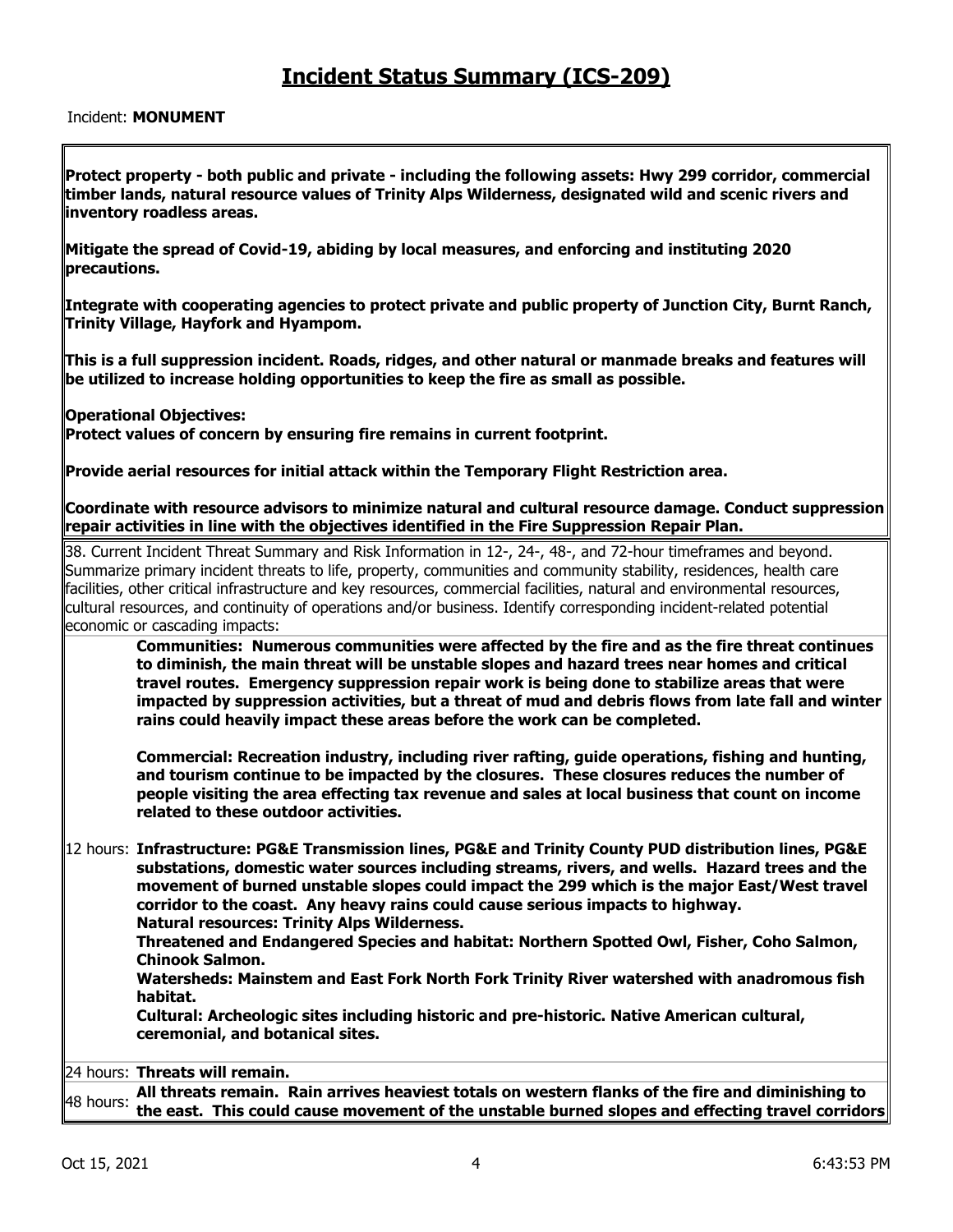# Incident Status Summary (ICS-209)

Incident: **MONUMENT**

**Protect property - both public and private - including the following assets: Hwy 299 corridor, commercial timber lands, natural resource values of Trinity Alps Wilderness, designated wild and scenic rivers and inventory roadless areas.**

**Mitigate the spread of Covid-19, abiding by local measures, and enforcing and instituting 2020 precautions.**

**Integrate with cooperating agencies to protect private and public property of Junction City, Burnt Ranch, Trinity Village, Hayfork and Hyampom.**

**This is a full suppression incident. Roads, ridges, and other natural or manmade breaks and features will be utilized to increase holding opportunities to keep the fire as small as possible.**

**Operational Objectives:**
**Protect values of concern by ensuring fire remains in current footprint.**

**Provide aerial resources for initial attack within the Temporary Flight Restriction area.**

**Coordinate with resource advisors to minimize natural and cultural resource damage. Conduct suppression repair activities in line with the objectives identified in the Fire Suppression Repair Plan.**

38. Current Incident Threat Summary and Risk Information in 12-, 24-, 48-, and 72-hour timeframes and beyond. Summarize primary incident threats to life, property, communities and community stability, residences, health care facilities, other critical infrastructure and key resources, commercial facilities, natural and environmental resources, cultural resources, and continuity of operations and/or business. Identify corresponding incident-related potential economic or cascading impacts:

12 hours:

**Communities: Numerous communities were affected by the fire and as the fire threat continues to diminish, the main threat will be unstable slopes and hazard trees near homes and critical travel routes. Emergency suppression repair work is being done to stabilize areas that were impacted by suppression activities, but a threat of mud and debris flows from late fall and winter rains could heavily impact these areas before the work can be completed.**

**Commercial: Recreation industry, including river rafting, guide operations, fishing and hunting, and tourism continue to be impacted by the closures. These closures reduces the number of people visiting the area effecting tax revenue and sales at local business that count on income related to these outdoor activities.**

**Infrastructure: PG&E Transmission lines, PG&E and Trinity County PUD distribution lines, PG&E substations, domestic water sources including streams, rivers, and wells. Hazard trees and the movement of burned unstable slopes could impact the 299 which is the major East/West travel corridor to the coast. Any heavy rains could cause serious impacts to highway.**
**Natural resources: Trinity Alps Wilderness.**
**Threatened and Endangered Species and habitat: Northern Spotted Owl, Fisher, Coho Salmon, Chinook Salmon.**
**Watersheds: Mainstem and East Fork North Fork Trinity River watershed with anadromous fish habitat.**
**Cultural: Archeologic sites including historic and pre-historic. Native American cultural, ceremonial, and botanical sites.**

24 hours: **Threats will remain.**

48 hours: **All threats remain. Rain arrives heaviest totals on western flanks of the fire and diminishing to the east. This could cause movement of the unstable burned slopes and effecting travel corridors**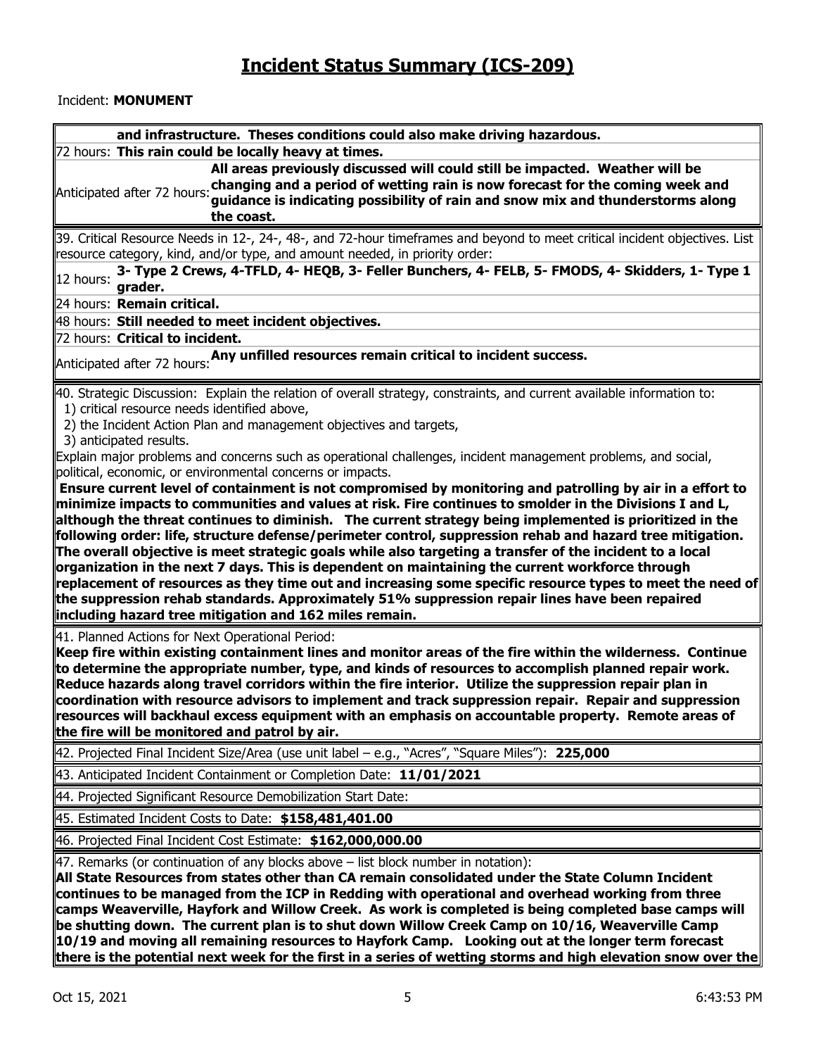# Incident Status Summary (ICS-209)

Incident: **MONUMENT**

**and infrastructure. Theses conditions could also make driving hazardous.**

72 hours: **This rain could be locally heavy at times.**

Anticipated after 72 hours: **All areas previously discussed will could still be impacted. Weather will be changing and a period of wetting rain is now forecast for the coming week and guidance is indicating possibility of rain and snow mix and thunderstorms along the coast.**

39. Critical Resource Needs in 12-, 24-, 48-, and 72-hour timeframes and beyond to meet critical incident objectives. List resource category, kind, and/or type, and amount needed, in priority order:

12 hours: **3- Type 2 Crews, 4-TFLD, 4- HEQB, 3- Feller Bunchers, 4- FELB, 5- FMODS, 4- Skidders, 1- Type 1 grader.**

24 hours: **Remain critical.**

48 hours: **Still needed to meet incident objectives.**

72 hours: **Critical to incident.**

Anticipated after 72 hours: **Any unfilled resources remain critical to incident success.**

40. Strategic Discussion: Explain the relation of overall strategy, constraints, and current available information to:
1) critical resource needs identified above,
2) the Incident Action Plan and management objectives and targets,
3) anticipated results.

Explain major problems and concerns such as operational challenges, incident management problems, and social, political, economic, or environmental concerns or impacts.

**Ensure current level of containment is not compromised by monitoring and patrolling by air in a effort to minimize impacts to communities and values at risk. Fire continues to smolder in the Divisions I and L, although the threat continues to diminish. The current strategy being implemented is prioritized in the following order: life, structure defense/perimeter control, suppression rehab and hazard tree mitigation. The overall objective is meet strategic goals while also targeting a transfer of the incident to a local organization in the next 7 days. This is dependent on maintaining the current workforce through replacement of resources as they time out and increasing some specific resource types to meet the need of the suppression rehab standards. Approximately 51% suppression repair lines have been repaired including hazard tree mitigation and 162 miles remain.**

41. Planned Actions for Next Operational Period:

**Keep fire within existing containment lines and monitor areas of the fire within the wilderness. Continue to determine the appropriate number, type, and kinds of resources to accomplish planned repair work. Reduce hazards along travel corridors within the fire interior. Utilize the suppression repair plan in coordination with resource advisors to implement and track suppression repair. Repair and suppression resources will backhaul excess equipment with an emphasis on accountable property. Remote areas of the fire will be monitored and patrol by air.**

42. Projected Final Incident Size/Area (use unit label – e.g., "Acres", "Square Miles"): **225,000**

43. Anticipated Incident Containment or Completion Date: **11/01/2021**

44. Projected Significant Resource Demobilization Start Date:

45. Estimated Incident Costs to Date: **$158,481,401.00**

46. Projected Final Incident Cost Estimate: **$162,000,000.00**

47. Remarks (or continuation of any blocks above – list block number in notation):

**All State Resources from states other than CA remain consolidated under the State Column Incident continues to be managed from the ICP in Redding with operational and overhead working from three camps Weaverville, Hayfork and Willow Creek. As work is completed is being completed base camps will be shutting down. The current plan is to shut down Willow Creek Camp on 10/16, Weaverville Camp 10/19 and moving all remaining resources to Hayfork Camp. Looking out at the longer term forecast there is the potential next week for the first in a series of wetting storms and high elevation snow over the**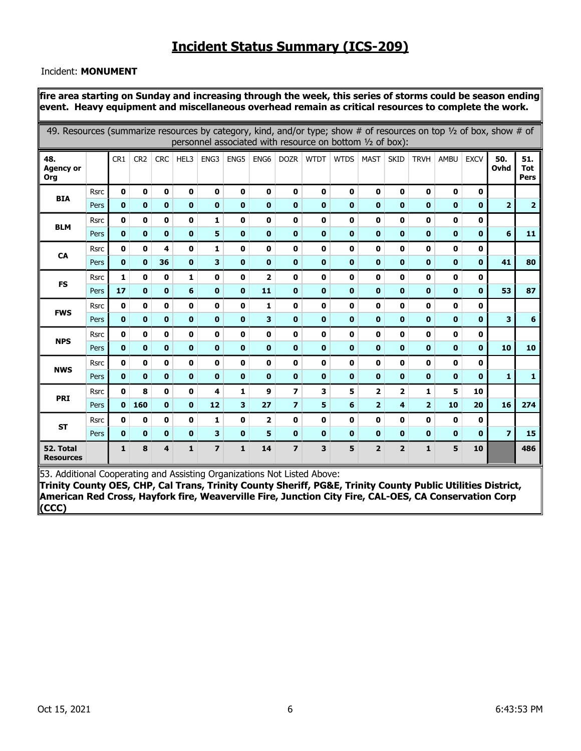# Incident Status Summary (ICS-209)

Incident: **MONUMENT**

**fire area starting on Sunday and increasing through the week, this series of storms could be season ending event. Heavy equipment and miscellaneous overhead remain as critical resources to complete the work.**

49. Resources (summarize resources by category, kind, and/or type; show # of resources on top ½ of box, show # of personnel associated with resource on bottom ½ of box):

| 48. Agency or Org | | CR1 | CR2 | CRC | HEL3 | ENG3 | ENG5 | ENG6 | DOZR | WTDT | WTDS | MAST | SKID | TRVH | AMBU | EXCV | 50. Ovhd | 51. Tot Pers |
|---|---|---|---|---|---|---|---|---|---|---|---|---|---|---|---|---|---|---|
| **BIA** | Rsrc | **0** | **0** | **0** | **0** | **0** | **0** | **0** | **0** | **0** | **0** | **0** | **0** | **0** | **0** | **0** | | |
| | Pers | **0** | **0** | **0** | **0** | **0** | **0** | **0** | **0** | **0** | **0** | **0** | **0** | **0** | **0** | **0** | **2** | **2** |
| **BLM** | Rsrc | **0** | **0** | **0** | **0** | **1** | **0** | **0** | **0** | **0** | **0** | **0** | **0** | **0** | **0** | **0** | | |
| | Pers | **0** | **0** | **0** | **0** | **5** | **0** | **0** | **0** | **0** | **0** | **0** | **0** | **0** | **0** | **0** | **6** | **11** |
| **CA** | Rsrc | **0** | **0** | **4** | **0** | **1** | **0** | **0** | **0** | **0** | **0** | **0** | **0** | **0** | **0** | **0** | | |
| | Pers | **0** | **0** | **36** | **0** | **3** | **0** | **0** | **0** | **0** | **0** | **0** | **0** | **0** | **0** | **0** | **41** | **80** |
| **FS** | Rsrc | **1** | **0** | **0** | **1** | **0** | **0** | **2** | **0** | **0** | **0** | **0** | **0** | **0** | **0** | **0** | | |
| | Pers | **17** | **0** | **0** | **6** | **0** | **0** | **11** | **0** | **0** | **0** | **0** | **0** | **0** | **0** | **0** | **53** | **87** |
| **FWS** | Rsrc | **0** | **0** | **0** | **0** | **0** | **0** | **1** | **0** | **0** | **0** | **0** | **0** | **0** | **0** | **0** | | |
| | Pers | **0** | **0** | **0** | **0** | **0** | **0** | **3** | **0** | **0** | **0** | **0** | **0** | **0** | **0** | **0** | **3** | **6** |
| **NPS** | Rsrc | **0** | **0** | **0** | **0** | **0** | **0** | **0** | **0** | **0** | **0** | **0** | **0** | **0** | **0** | **0** | | |
| | Pers | **0** | **0** | **0** | **0** | **0** | **0** | **0** | **0** | **0** | **0** | **0** | **0** | **0** | **0** | **0** | **10** | **10** |
| **NWS** | Rsrc | **0** | **0** | **0** | **0** | **0** | **0** | **0** | **0** | **0** | **0** | **0** | **0** | **0** | **0** | **0** | | |
| | Pers | **0** | **0** | **0** | **0** | **0** | **0** | **0** | **0** | **0** | **0** | **0** | **0** | **0** | **0** | **0** | **1** | **1** |
| **PRI** | Rsrc | **0** | **8** | **0** | **0** | **4** | **1** | **9** | **7** | **3** | **5** | **2** | **2** | **1** | **5** | **10** | | |
| | Pers | **0** | **160** | **0** | **0** | **12** | **3** | **27** | **7** | **5** | **6** | **2** | **4** | **2** | **10** | **20** | **16** | **274** |
| **ST** | Rsrc | **0** | **0** | **0** | **0** | **1** | **0** | **2** | **0** | **0** | **0** | **0** | **0** | **0** | **0** | **0** | | |
| | Pers | **0** | **0** | **0** | **0** | **3** | **0** | **5** | **0** | **0** | **0** | **0** | **0** | **0** | **0** | **0** | **7** | **15** |
| **52. Total Resources** | | **1** | **8** | **4** | **1** | **7** | **1** | **14** | **7** | **3** | **5** | **2** | **2** | **1** | **5** | **10** | | **486** |

53. Additional Cooperating and Assisting Organizations Not Listed Above:
**Trinity County OES, CHP, Cal Trans, Trinity County Sheriff, PG&E, Trinity County Public Utilities District, American Red Cross, Hayfork fire, Weaverville Fire, Junction City Fire, CAL-OES, CA Conservation Corp (CCC)**

Oct 15, 2021 6:43:53 PM